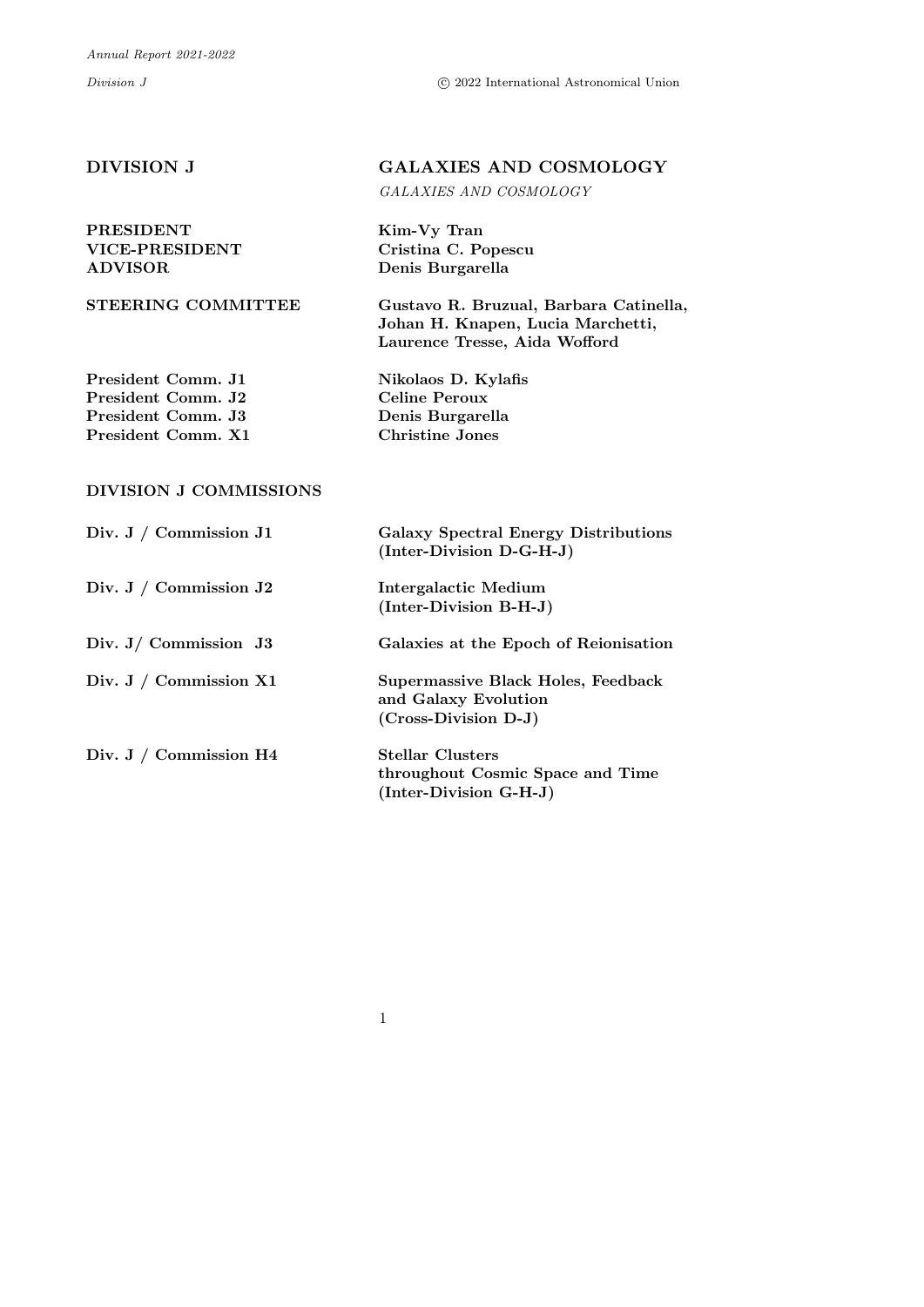# DIVISION J — GALAXIES AND COSMOLOGY

*GALAXIES AND COSMOLOGY*

| | |
|---|---|
| **PRESIDENT** | **Kim-Vy Tran** |
| **VICE-PRESIDENT** | **Cristina C. Popescu** |
| **ADVISOR** | **Denis Burgarella** |
| **STEERING COMMITTEE** | **Gustavo R. Bruzual, Barbara Catinella, Johan H. Knapen, Lucia Marchetti, Laurence Tresse, Aida Wofford** |
| **President Comm. J1** | **Nikolaos D. Kylafis** |
| **President Comm. J2** | **Celine Peroux** |
| **President Comm. J3** | **Denis Burgarella** |
| **President Comm. X1** | **Christine Jones** |

## DIVISION J COMMISSIONS

| | |
|---|---|
| **Div. J / Commission J1** | **Galaxy Spectral Energy Distributions (Inter-Division D-G-H-J)** |
| **Div. J / Commission J2** | **Intergalactic Medium (Inter-Division B-H-J)** |
| **Div. J/ Commission J3** | **Galaxies at the Epoch of Reionisation** |
| **Div. J / Commission X1** | **Supermassive Black Holes, Feedback and Galaxy Evolution (Cross-Division D-J)** |
| **Div. J / Commission H4** | **Stellar Clusters throughout Cosmic Space and Time (Inter-Division G-H-J)** |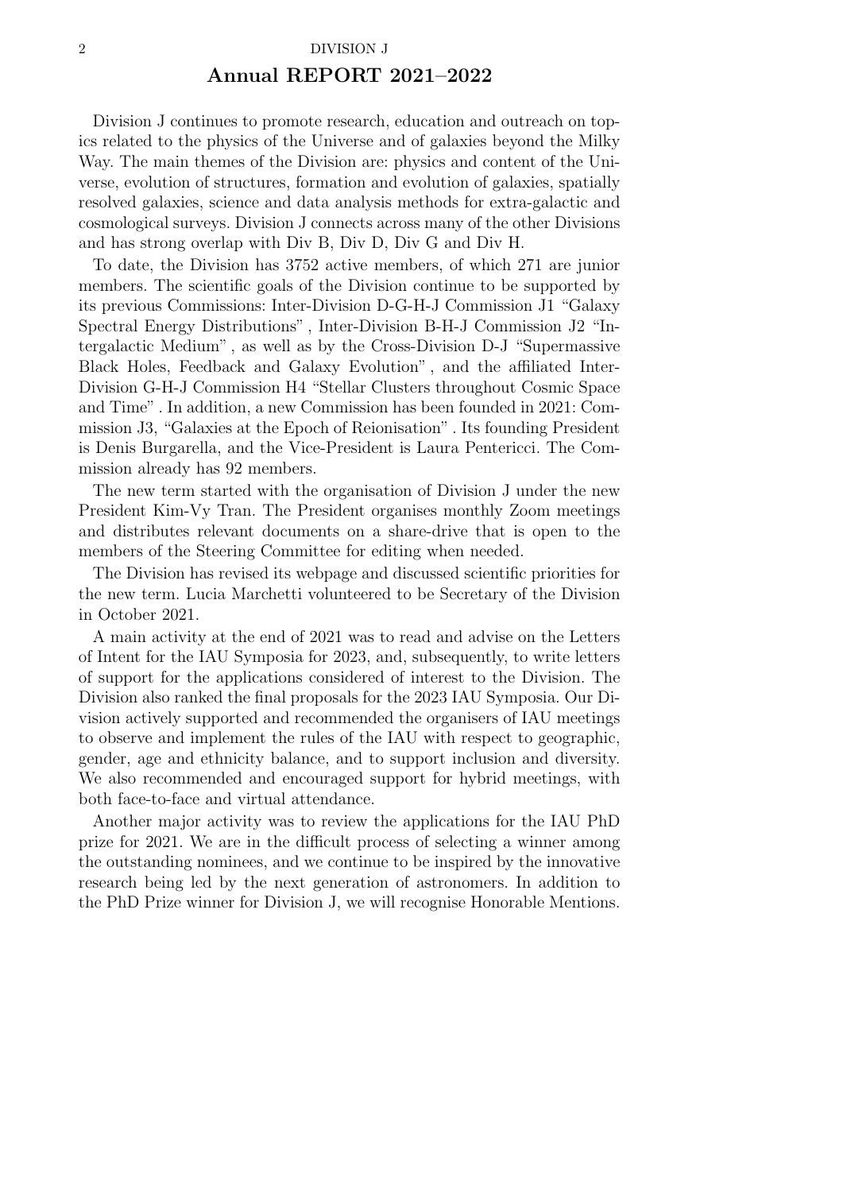## Annual REPORT 2021–2022

Division J continues to promote research, education and outreach on topics related to the physics of the Universe and of galaxies beyond the Milky Way. The main themes of the Division are: physics and content of the Universe, evolution of structures, formation and evolution of galaxies, spatially resolved galaxies, science and data analysis methods for extra-galactic and cosmological surveys. Division J connects across many of the other Divisions and has strong overlap with Div B, Div D, Div G and Div H.

To date, the Division has 3752 active members, of which 271 are junior members. The scientific goals of the Division continue to be supported by its previous Commissions: Inter-Division D-G-H-J Commission J1 "Galaxy Spectral Energy Distributions" , Inter-Division B-H-J Commission J2 "Intergalactic Medium" , as well as by the Cross-Division D-J "Supermassive Black Holes, Feedback and Galaxy Evolution" , and the affiliated Inter-Division G-H-J Commission H4 "Stellar Clusters throughout Cosmic Space and Time" . In addition, a new Commission has been founded in 2021: Commission J3, "Galaxies at the Epoch of Reionisation" . Its founding President is Denis Burgarella, and the Vice-President is Laura Pentericci. The Commission already has 92 members.

The new term started with the organisation of Division J under the new President Kim-Vy Tran. The President organises monthly Zoom meetings and distributes relevant documents on a share-drive that is open to the members of the Steering Committee for editing when needed.

The Division has revised its webpage and discussed scientific priorities for the new term. Lucia Marchetti volunteered to be Secretary of the Division in October 2021.

A main activity at the end of 2021 was to read and advise on the Letters of Intent for the IAU Symposia for 2023, and, subsequently, to write letters of support for the applications considered of interest to the Division. The Division also ranked the final proposals for the 2023 IAU Symposia. Our Division actively supported and recommended the organisers of IAU meetings to observe and implement the rules of the IAU with respect to geographic, gender, age and ethnicity balance, and to support inclusion and diversity. We also recommended and encouraged support for hybrid meetings, with both face-to-face and virtual attendance.

Another major activity was to review the applications for the IAU PhD prize for 2021. We are in the difficult process of selecting a winner among the outstanding nominees, and we continue to be inspired by the innovative research being led by the next generation of astronomers. In addition to the PhD Prize winner for Division J, we will recognise Honorable Mentions.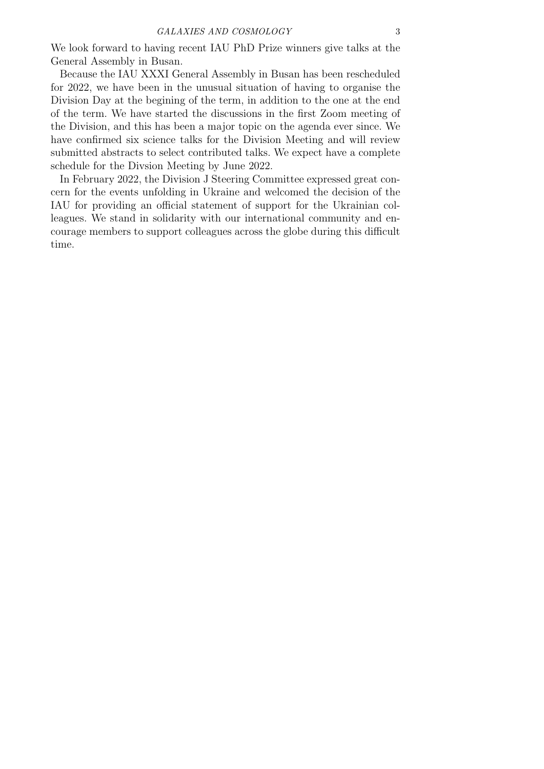We look forward to having recent IAU PhD Prize winners give talks at the General Assembly in Busan.

Because the IAU XXXI General Assembly in Busan has been rescheduled for 2022, we have been in the unusual situation of having to organise the Division Day at the begining of the term, in addition to the one at the end of the term. We have started the discussions in the first Zoom meeting of the Division, and this has been a major topic on the agenda ever since. We have confirmed six science talks for the Division Meeting and will review submitted abstracts to select contributed talks. We expect have a complete schedule for the Divsion Meeting by June 2022.

In February 2022, the Division J Steering Committee expressed great concern for the events unfolding in Ukraine and welcomed the decision of the IAU for providing an official statement of support for the Ukrainian colleagues. We stand in solidarity with our international community and encourage members to support colleagues across the globe during this difficult time.